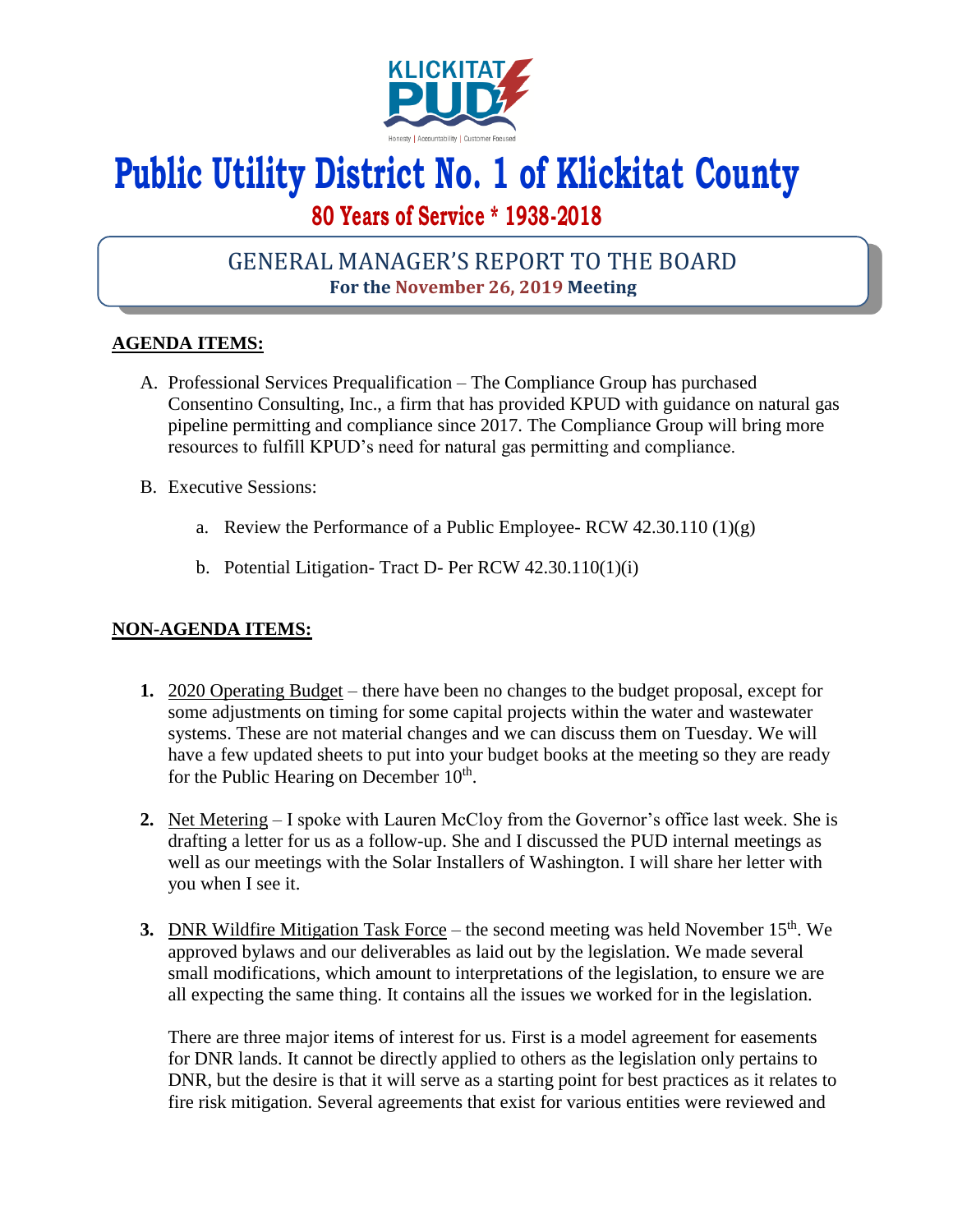# Public Utility District No. 1 of Klickitat County

## 80 Years of Service * 1938-2018

## GENERAL MANAGER'S REPORT TO THE BOARD

**For the November 26, 2019 Meeting**

**AGENDA ITEMS:**

A. Professional Services Prequalification – The Compliance Group has purchased Consentino Consulting, Inc., a firm that has provided KPUD with guidance on natural gas pipeline permitting and compliance since 2017. The Compliance Group will bring more resources to fulfill KPUD's need for natural gas permitting and compliance.

B. Executive Sessions:

   a. Review the Performance of a Public Employee- RCW 42.30.110 (1)(g)

   b. Potential Litigation- Tract D- Per RCW 42.30.110(1)(i)

**NON-AGENDA ITEMS:**

1. 2020 Operating Budget – there have been no changes to the budget proposal, except for some adjustments on timing for some capital projects within the water and wastewater systems. These are not material changes and we can discuss them on Tuesday. We will have a few updated sheets to put into your budget books at the meeting so they are ready for the Public Hearing on December 10th.

2. Net Metering – I spoke with Lauren McCloy from the Governor's office last week. She is drafting a letter for us as a follow-up. She and I discussed the PUD internal meetings as well as our meetings with the Solar Installers of Washington. I will share her letter with you when I see it.

3. DNR Wildfire Mitigation Task Force – the second meeting was held November 15th. We approved bylaws and our deliverables as laid out by the legislation. We made several small modifications, which amount to interpretations of the legislation, to ensure we are all expecting the same thing. It contains all the issues we worked for in the legislation.

   There are three major items of interest for us. First is a model agreement for easements for DNR lands. It cannot be directly applied to others as the legislation only pertains to DNR, but the desire is that it will serve as a starting point for best practices as it relates to fire risk mitigation. Several agreements that exist for various entities were reviewed and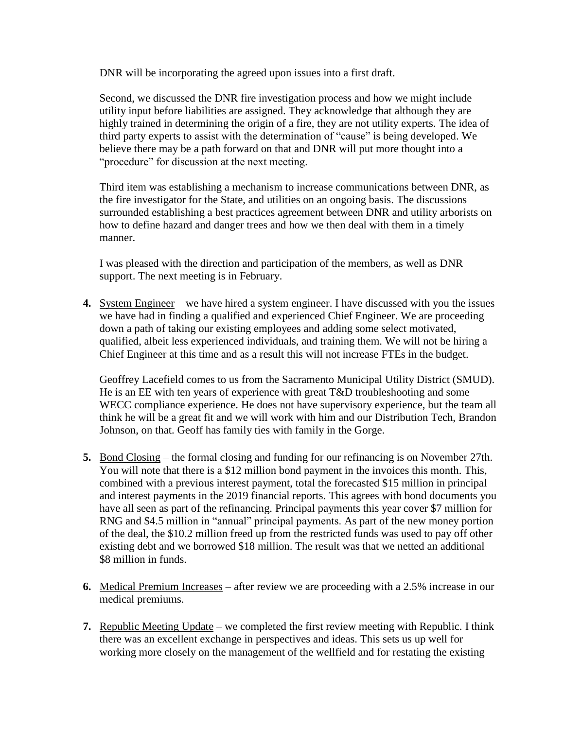DNR will be incorporating the agreed upon issues into a first draft.

Second, we discussed the DNR fire investigation process and how we might include utility input before liabilities are assigned. They acknowledge that although they are highly trained in determining the origin of a fire, they are not utility experts. The idea of third party experts to assist with the determination of "cause" is being developed. We believe there may be a path forward on that and DNR will put more thought into a "procedure" for discussion at the next meeting.

Third item was establishing a mechanism to increase communications between DNR, as the fire investigator for the State, and utilities on an ongoing basis. The discussions surrounded establishing a best practices agreement between DNR and utility arborists on how to define hazard and danger trees and how we then deal with them in a timely manner.

I was pleased with the direction and participation of the members, as well as DNR support. The next meeting is in February.

4. <u>System Engineer</u> – we have hired a system engineer. I have discussed with you the issues we have had in finding a qualified and experienced Chief Engineer. We are proceeding down a path of taking our existing employees and adding some select motivated, qualified, albeit less experienced individuals, and training them. We will not be hiring a Chief Engineer at this time and as a result this will not increase FTEs in the budget.

   Geoffrey Lacefield comes to us from the Sacramento Municipal Utility District (SMUD). He is an EE with ten years of experience with great T&D troubleshooting and some WECC compliance experience. He does not have supervisory experience, but the team all think he will be a great fit and we will work with him and our Distribution Tech, Brandon Johnson, on that. Geoff has family ties with family in the Gorge.

5. <u>Bond Closing</u> – the formal closing and funding for our refinancing is on November 27th. You will note that there is a $12 million bond payment in the invoices this month. This, combined with a previous interest payment, total the forecasted $15 million in principal and interest payments in the 2019 financial reports. This agrees with bond documents you have all seen as part of the refinancing. Principal payments this year cover $7 million for RNG and $4.5 million in "annual" principal payments. As part of the new money portion of the deal, the $10.2 million freed up from the restricted funds was used to pay off other existing debt and we borrowed $18 million. The result was that we netted an additional $8 million in funds.

6. <u>Medical Premium Increases</u> – after review we are proceeding with a 2.5% increase in our medical premiums.

7. <u>Republic Meeting Update</u> – we completed the first review meeting with Republic. I think there was an excellent exchange in perspectives and ideas. This sets us up well for working more closely on the management of the wellfield and for restating the existing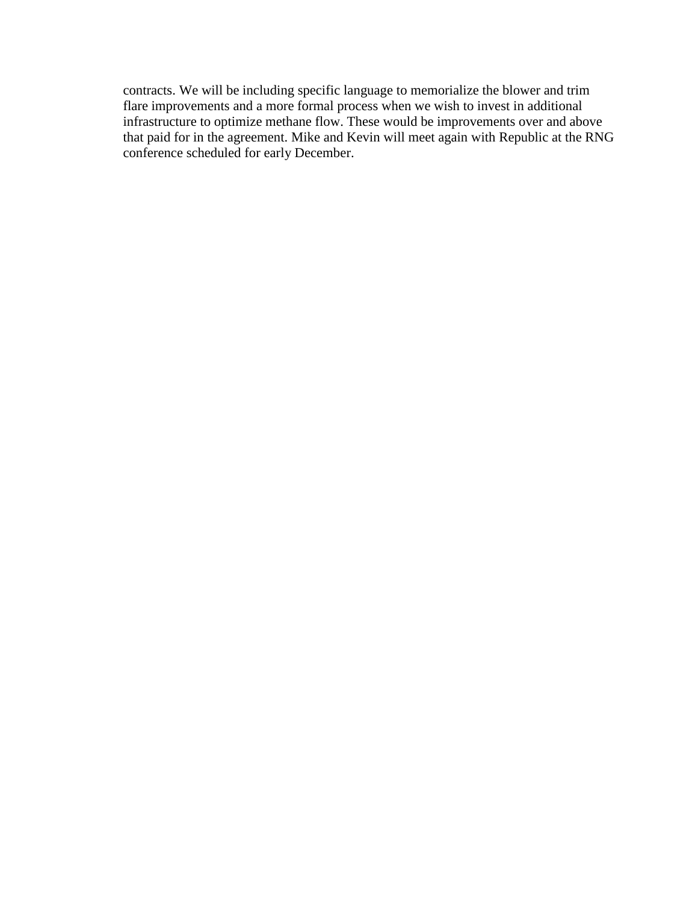contracts. We will be including specific language to memorialize the blower and trim flare improvements and a more formal process when we wish to invest in additional infrastructure to optimize methane flow. These would be improvements over and above that paid for in the agreement. Mike and Kevin will meet again with Republic at the RNG conference scheduled for early December.